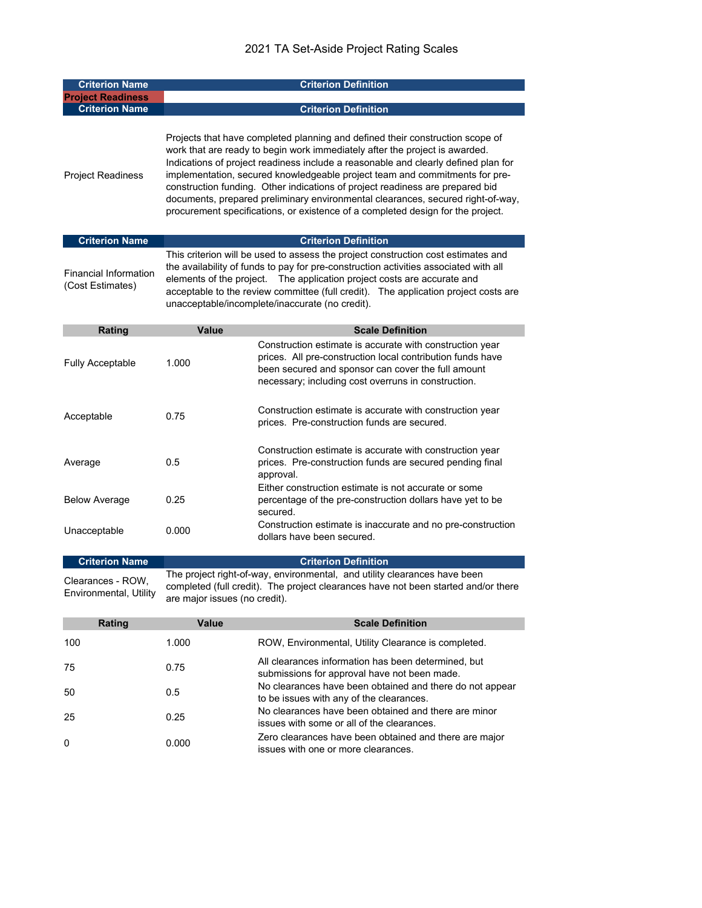# 2021 TA Set-Aside Project Rating Scales

| Criterion Name | Criterion Definition |
|---|---|
| **Project Readiness** | |

| Criterion Name | Criterion Definition |
|---|---|
| Project Readiness | Projects that have completed planning and defined their construction scope of work that are ready to begin work immediately after the project is awarded. Indications of project readiness include a reasonable and clearly defined plan for implementation, secured knowledgeable project team and commitments for pre-construction funding. Other indications of project readiness are prepared bid documents, prepared preliminary environmental clearances, secured right-of-way, procurement specifications, or existence of a completed design for the project. |

| Criterion Name | Criterion Definition |
|---|---|
| Financial Information (Cost Estimates) | This criterion will be used to assess the project construction cost estimates and the availability of funds to pay for pre-construction activities associated with all elements of the project. The application project costs are accurate and acceptable to the review committee (full credit). The application project costs are unacceptable/incomplete/inaccurate (no credit). |

| Rating | Value | Scale Definition |
|---|---|---|
| Fully Acceptable | 1.000 | Construction estimate is accurate with construction year prices. All pre-construction local contribution funds have been secured and sponsor can cover the full amount necessary; including cost overruns in construction. |
| Acceptable | 0.75 | Construction estimate is accurate with construction year prices. Pre-construction funds are secured. |
| Average | 0.5 | Construction estimate is accurate with construction year prices. Pre-construction funds are secured pending final approval. |
| Below Average | 0.25 | Either construction estimate is not accurate or some percentage of the pre-construction dollars have yet to be secured. |
| Unacceptable | 0.000 | Construction estimate is inaccurate and no pre-construction dollars have been secured. |

| Criterion Name | Criterion Definition |
|---|---|
| Clearances - ROW, Environmental, Utility | The project right-of-way, environmental, and utility clearances have been completed (full credit). The project clearances have not been started and/or there are major issues (no credit). |

| Rating | Value | Scale Definition |
|---|---|---|
| 100 | 1.000 | ROW, Environmental, Utility Clearance is completed. |
| 75 | 0.75 | All clearances information has been determined, but submissions for approval have not been made. |
| 50 | 0.5 | No clearances have been obtained and there do not appear to be issues with any of the clearances. |
| 25 | 0.25 | No clearances have been obtained and there are minor issues with some or all of the clearances. |
| 0 | 0.000 | Zero clearances have been obtained and there are major issues with one or more clearances. |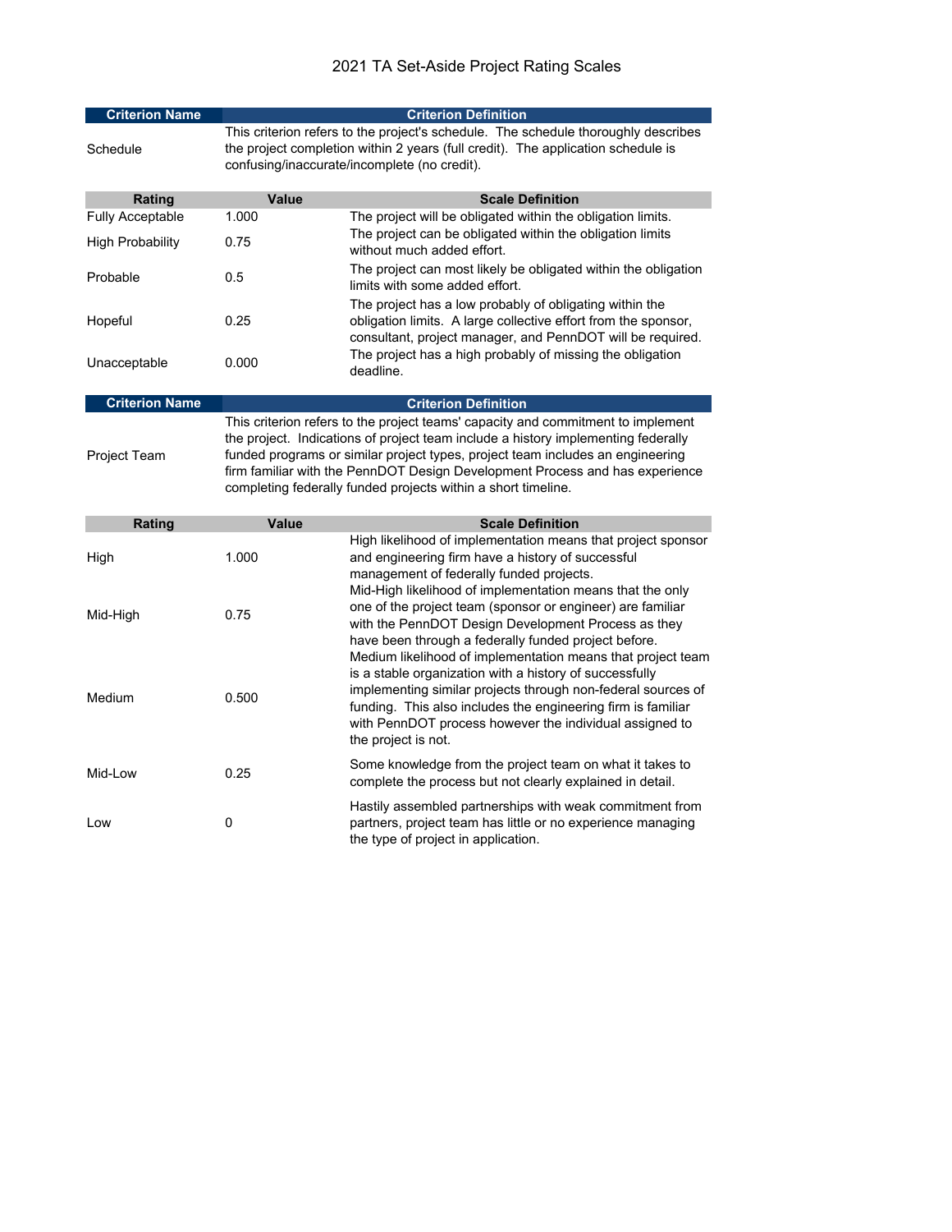# 2021 TA Set-Aside Project Rating Scales

| Criterion Name | Criterion Definition |
|---|---|
| Schedule | This criterion refers to the project's schedule. The schedule thoroughly describes the project completion within 2 years (full credit). The application schedule is confusing/inaccurate/incomplete (no credit). |

| Rating | Value | Scale Definition |
|---|---|---|
| Fully Acceptable | 1.000 | The project will be obligated within the obligation limits. |
| High Probability | 0.75 | The project can be obligated within the obligation limits without much added effort. |
| Probable | 0.5 | The project can most likely be obligated within the obligation limits with some added effort. |
| Hopeful | 0.25 | The project has a low probably of obligating within the obligation limits. A large collective effort from the sponsor, consultant, project manager, and PennDOT will be required. |
| Unacceptable | 0.000 | The project has a high probably of missing the obligation deadline. |

| Criterion Name | Criterion Definition |
|---|---|
| Project Team | This criterion refers to the project teams' capacity and commitment to implement the project. Indications of project team include a history implementing federally funded programs or similar project types, project team includes an engineering firm familiar with the PennDOT Design Development Process and has experience completing federally funded projects within a short timeline. |

| Rating | Value | Scale Definition |
|---|---|---|
| High | 1.000 | High likelihood of implementation means that project sponsor and engineering firm have a history of successful management of federally funded projects. |
| Mid-High | 0.75 | Mid-High likelihood of implementation means that the only one of the project team (sponsor or engineer) are familiar with the PennDOT Design Development Process as they have been through a federally funded project before. |
| Medium | 0.500 | Medium likelihood of implementation means that project team is a stable organization with a history of successfully implementing similar projects through non-federal sources of funding. This also includes the engineering firm is familiar with PennDOT process however the individual assigned to the project is not. |
| Mid-Low | 0.25 | Some knowledge from the project team on what it takes to complete the process but not clearly explained in detail. |
| Low | 0 | Hastily assembled partnerships with weak commitment from partners, project team has little or no experience managing the type of project in application. |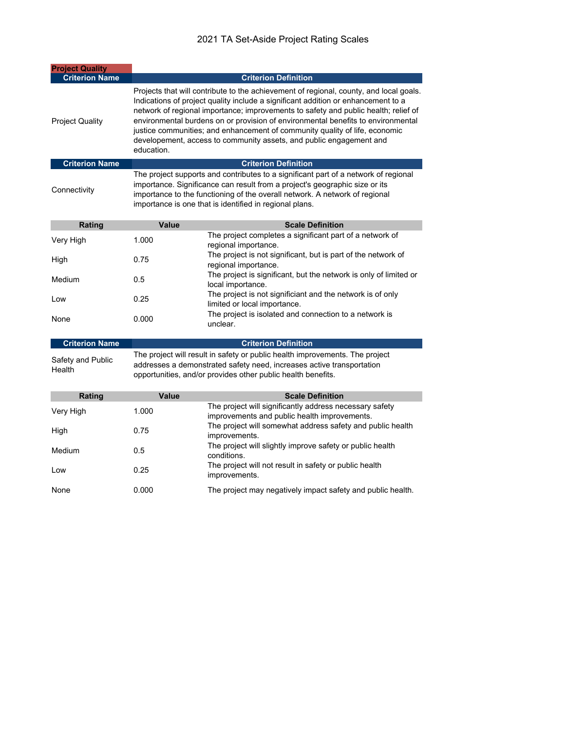# 2021 TA Set-Aside Project Rating Scales

## Project Quality

| Criterion Name | Criterion Definition |
|---|---|
| Project Quality | Projects that will contribute to the achievement of regional, county, and local goals. Indications of project quality include a significant addition or enhancement to a network of regional importance; improvements to safety and public health; relief of environmental burdens on or provision of environmental benefits to environmental justice communities; and enhancement of community quality of life, economic developement, access to community assets, and public engagement and education. |

| Criterion Name | Criterion Definition |
|---|---|
| Connectivity | The project supports and contributes to a significant part of a network of regional importance. Significance can result from a project's geographic size or its importance to the functioning of the overall network. A network of regional importance is one that is identified in regional plans. |

| Rating | Value | Scale Definition |
|---|---|---|
| Very High | 1.000 | The project completes a significant part of a network of regional importance. |
| High | 0.75 | The project is not significant, but is part of the network of regional importance. |
| Medium | 0.5 | The project is significant, but the network is only of limited or local importance. |
| Low | 0.25 | The project is not significiant and the network is of only limited or local importance. |
| None | 0.000 | The project is isolated and connection to a network is unclear. |

| Criterion Name | Criterion Definition |
|---|---|
| Safety and Public Health | The project will result in safety or public health improvements. The project addresses a demonstrated safety need, increases active transportation opportunities, and/or provides other public health benefits. |

| Rating | Value | Scale Definition |
|---|---|---|
| Very High | 1.000 | The project will significantly address necessary safety improvements and public health improvements. |
| High | 0.75 | The project will somewhat address safety and public health improvements. |
| Medium | 0.5 | The project will slightly improve safety or public health conditions. |
| Low | 0.25 | The project will not result in safety or public health improvements. |
| None | 0.000 | The project may negatively impact safety and public health. |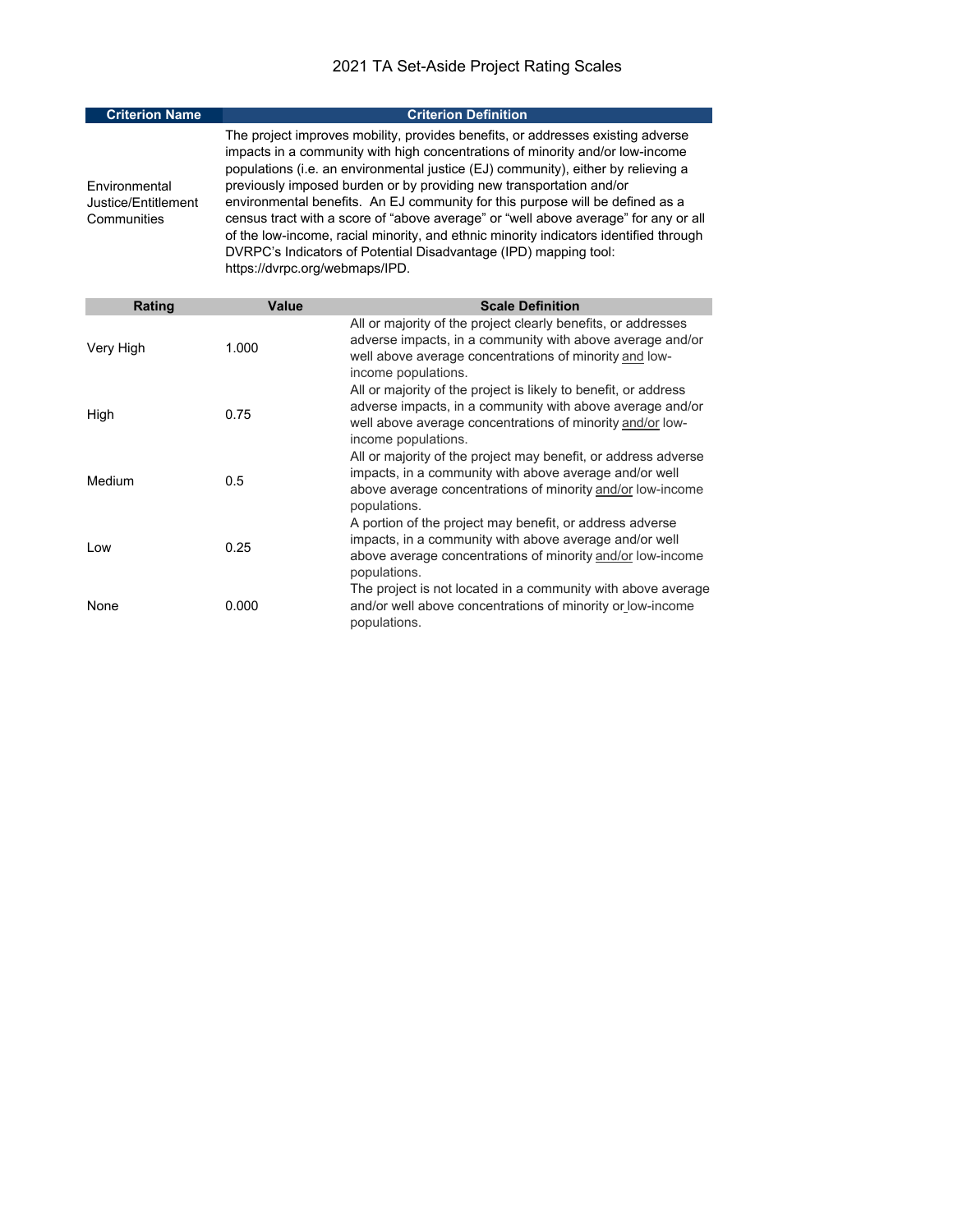# 2021 TA Set-Aside Project Rating Scales

| Criterion Name | Criterion Definition |
|---|---|
| Environmental Justice/Entitlement Communities | The project improves mobility, provides benefits, or addresses existing adverse impacts in a community with high concentrations of minority and/or low-income populations (i.e. an environmental justice (EJ) community), either by relieving a previously imposed burden or by providing new transportation and/or environmental benefits. An EJ community for this purpose will be defined as a census tract with a score of "above average" or "well above average" for any or all of the low-income, racial minority, and ethnic minority indicators identified through DVRPC's Indicators of Potential Disadvantage (IPD) mapping tool: https://dvrpc.org/webmaps/IPD. |

| Rating | Value | Scale Definition |
|---|---|---|
| Very High | 1.000 | All or majority of the project clearly benefits, or addresses adverse impacts, in a community with above average and/or well above average concentrations of minority and low-income populations. |
| High | 0.75 | All or majority of the project is likely to benefit, or address adverse impacts, in a community with above average and/or well above average concentrations of minority and/or low-income populations. |
| Medium | 0.5 | All or majority of the project may benefit, or address adverse impacts, in a community with above average and/or well above average concentrations of minority and/or low-income populations. |
| Low | 0.25 | A portion of the project may benefit, or address adverse impacts, in a community with above average and/or well above average concentrations of minority and/or low-income populations. |
| None | 0.000 | The project is not located in a community with above average and/or well above concentrations of minority or low-income populations. |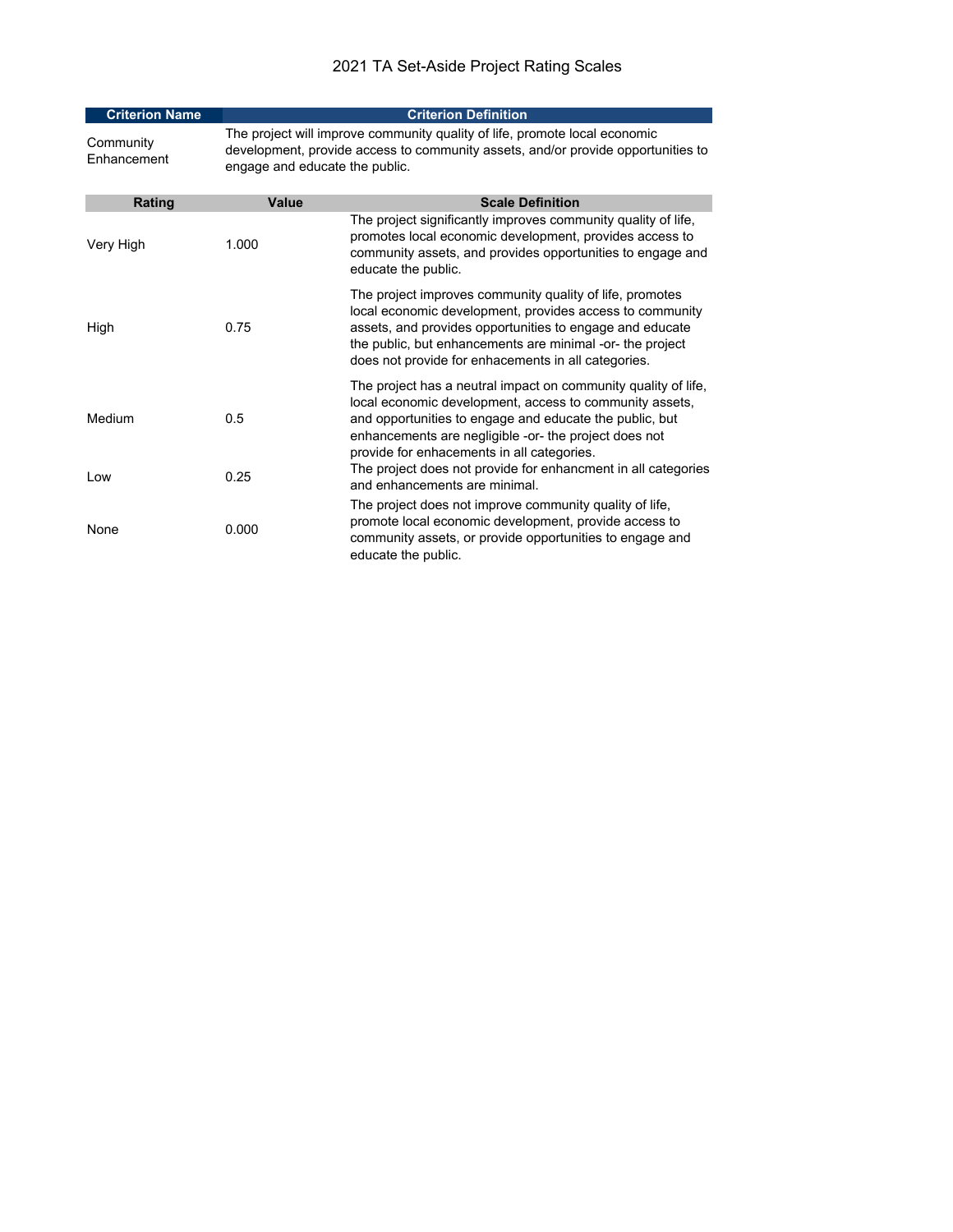# 2021 TA Set-Aside Project Rating Scales

| Criterion Name | Criterion Definition |
|---|---|
| Community Enhancement | The project will improve community quality of life, promote local economic development, provide access to community assets, and/or provide opportunities to engage and educate the public. |

| Rating | Value | Scale Definition |
|---|---|---|
| Very High | 1.000 | The project significantly improves community quality of life, promotes local economic development, provides access to community assets, and provides opportunities to engage and educate the public. |
| High | 0.75 | The project improves community quality of life, promotes local economic development, provides access to community assets, and provides opportunities to engage and educate the public, but enhancements are minimal -or- the project does not provide for enhancements in all categories. |
| Medium | 0.5 | The project has a neutral impact on community quality of life, local economic development, access to community assets, and opportunities to engage and educate the public, but enhancements are negligible -or- the project does not provide for enhacements in all categories. |
| Low | 0.25 | The project does not provide for enhancment in all categories and enhancements are minimal. |
| None | 0.000 | The project does not improve community quality of life, promote local economic development, provide access to community assets, or provide opportunities to engage and educate the public. |